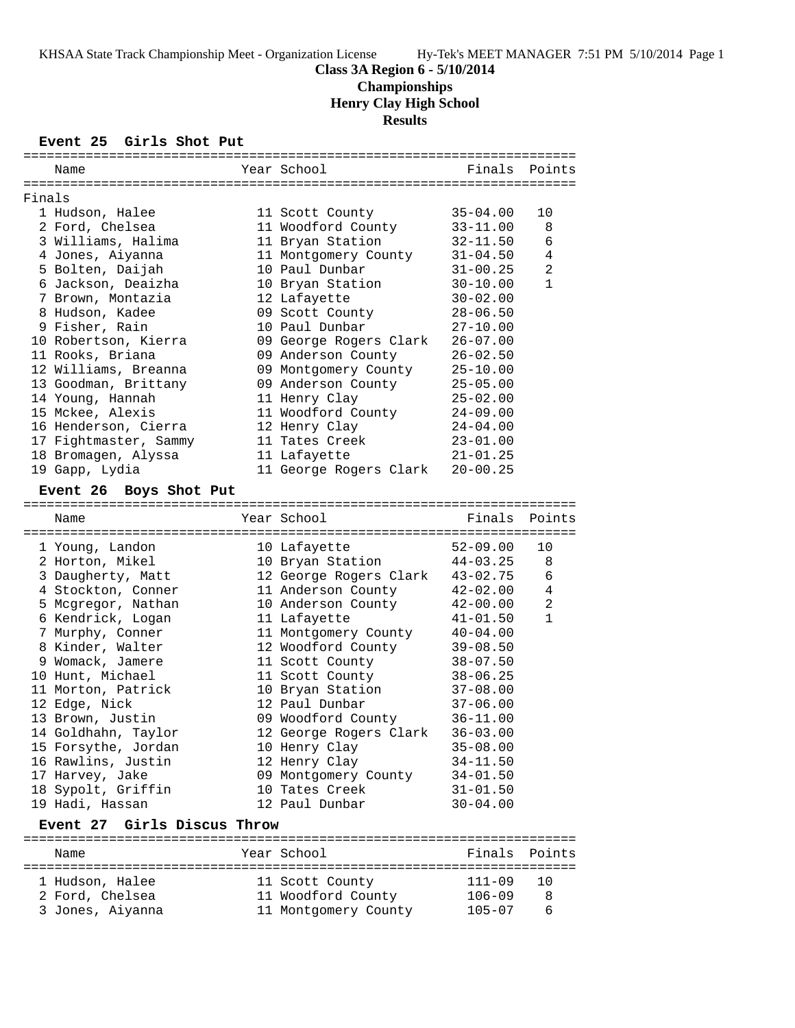**Class 3A Region 6 - 5/10/2014**
**Championships**
**Henry Clay High School**
**Results**

### Event 25 Girls Shot Put

Finals

| Place | Name | Year | School | Finals | Points |
|---|---|---|---|---|---|
| 1 | Hudson, Halee | 11 | Scott County | 35-04.00 | 10 |
| 2 | Ford, Chelsea | 11 | Woodford County | 33-11.00 | 8 |
| 3 | Williams, Halima | 11 | Bryan Station | 32-11.50 | 6 |
| 4 | Jones, Aiyanna | 11 | Montgomery County | 31-04.50 | 4 |
| 5 | Bolten, Daijah | 10 | Paul Dunbar | 31-00.25 | 2 |
| 6 | Jackson, Deaizha | 10 | Bryan Station | 30-10.00 | 1 |
| 7 | Brown, Montazia | 12 | Lafayette | 30-02.00 | |
| 8 | Hudson, Kadee | 09 | Scott County | 28-06.50 | |
| 9 | Fisher, Rain | 10 | Paul Dunbar | 27-10.00 | |
| 10 | Robertson, Kierra | 09 | George Rogers Clark | 26-07.00 | |
| 11 | Rooks, Briana | 09 | Anderson County | 26-02.50 | |
| 12 | Williams, Breanna | 09 | Montgomery County | 25-10.00 | |
| 13 | Goodman, Brittany | 09 | Anderson County | 25-05.00 | |
| 14 | Young, Hannah | 11 | Henry Clay | 25-02.00 | |
| 15 | Mckee, Alexis | 11 | Woodford County | 24-09.00 | |
| 16 | Henderson, Cierra | 12 | Henry Clay | 24-04.00 | |
| 17 | Fightmaster, Sammy | 11 | Tates Creek | 23-01.00 | |
| 18 | Bromagen, Alyssa | 11 | Lafayette | 21-01.25 | |
| 19 | Gapp, Lydia | 11 | George Rogers Clark | 20-00.25 | |

### Event 26 Boys Shot Put

| Place | Name | Year | School | Finals | Points |
|---|---|---|---|---|---|
| 1 | Young, Landon | 10 | Lafayette | 52-09.00 | 10 |
| 2 | Horton, Mikel | 10 | Bryan Station | 44-03.25 | 8 |
| 3 | Daugherty, Matt | 12 | George Rogers Clark | 43-02.75 | 6 |
| 4 | Stockton, Conner | 11 | Anderson County | 42-02.00 | 4 |
| 5 | Mcgregor, Nathan | 10 | Anderson County | 42-00.00 | 2 |
| 6 | Kendrick, Logan | 11 | Lafayette | 41-01.50 | 1 |
| 7 | Murphy, Conner | 11 | Montgomery County | 40-04.00 | |
| 8 | Kinder, Walter | 12 | Woodford County | 39-08.50 | |
| 9 | Womack, Jamere | 11 | Scott County | 38-07.50 | |
| 10 | Hunt, Michael | 11 | Scott County | 38-06.25 | |
| 11 | Morton, Patrick | 10 | Bryan Station | 37-08.00 | |
| 12 | Edge, Nick | 12 | Paul Dunbar | 37-06.00 | |
| 13 | Brown, Justin | 09 | Woodford County | 36-11.00 | |
| 14 | Goldhahn, Taylor | 12 | George Rogers Clark | 36-03.00 | |
| 15 | Forsythe, Jordan | 10 | Henry Clay | 35-08.00 | |
| 16 | Rawlins, Justin | 12 | Henry Clay | 34-11.50 | |
| 17 | Harvey, Jake | 09 | Montgomery County | 34-01.50 | |
| 18 | Sypolt, Griffin | 10 | Tates Creek | 31-01.50 | |
| 19 | Hadi, Hassan | 12 | Paul Dunbar | 30-04.00 | |

### Event 27 Girls Discus Throw

| Place | Name | Year | School | Finals | Points |
|---|---|---|---|---|---|
| 1 | Hudson, Halee | 11 | Scott County | 111-09 | 10 |
| 2 | Ford, Chelsea | 11 | Woodford County | 106-09 | 8 |
| 3 | Jones, Aiyanna | 11 | Montgomery County | 105-07 | 6 |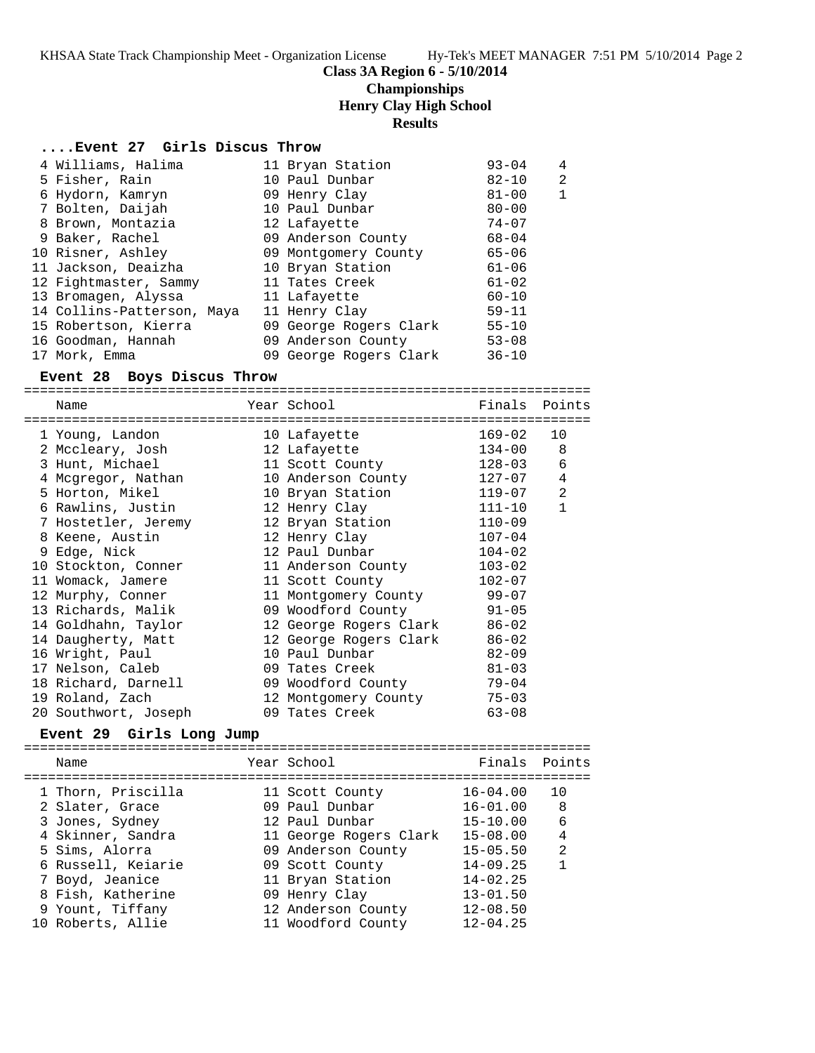**Class 3A Region 6 - 5/10/2014**

**Championships**

**Henry Clay High School**

**Results**

### ....Event 27 Girls Discus Throw

| Place | Name | Year | School | Finals | Points |
|---|---|---|---|---|---|
| 4 | Williams, Halima | 11 | Bryan Station | 93-04 | 4 |
| 5 | Fisher, Rain | 10 | Paul Dunbar | 82-10 | 2 |
| 6 | Hydorn, Kamryn | 09 | Henry Clay | 81-00 | 1 |
| 7 | Bolten, Daijah | 10 | Paul Dunbar | 80-00 | |
| 8 | Brown, Montazia | 12 | Lafayette | 74-07 | |
| 9 | Baker, Rachel | 09 | Anderson County | 68-04 | |
| 10 | Risner, Ashley | 09 | Montgomery County | 65-06 | |
| 11 | Jackson, Deaizha | 10 | Bryan Station | 61-06 | |
| 12 | Fightmaster, Sammy | 11 | Tates Creek | 61-02 | |
| 13 | Bromagen, Alyssa | 11 | Lafayette | 60-10 | |
| 14 | Collins-Patterson, Maya | 11 | Henry Clay | 59-11 | |
| 15 | Robertson, Kierra | 09 | George Rogers Clark | 55-10 | |
| 16 | Goodman, Hannah | 09 | Anderson County | 53-08 | |
| 17 | Mork, Emma | 09 | George Rogers Clark | 36-10 | |

### Event 28 Boys Discus Throw

| Place | Name | Year | School | Finals | Points |
|---|---|---|---|---|---|
| 1 | Young, Landon | 10 | Lafayette | 169-02 | 10 |
| 2 | Mccleary, Josh | 12 | Lafayette | 134-00 | 8 |
| 3 | Hunt, Michael | 11 | Scott County | 128-03 | 6 |
| 4 | Mcgregor, Nathan | 10 | Anderson County | 127-07 | 4 |
| 5 | Horton, Mikel | 10 | Bryan Station | 119-07 | 2 |
| 6 | Rawlins, Justin | 12 | Henry Clay | 111-10 | 1 |
| 7 | Hostetler, Jeremy | 12 | Bryan Station | 110-09 | |
| 8 | Keene, Austin | 12 | Henry Clay | 107-04 | |
| 9 | Edge, Nick | 12 | Paul Dunbar | 104-02 | |
| 10 | Stockton, Conner | 11 | Anderson County | 103-02 | |
| 11 | Womack, Jamere | 11 | Scott County | 102-07 | |
| 12 | Murphy, Conner | 11 | Montgomery County | 99-07 | |
| 13 | Richards, Malik | 09 | Woodford County | 91-05 | |
| 14 | Goldhahn, Taylor | 12 | George Rogers Clark | 86-02 | |
| 14 | Daugherty, Matt | 12 | George Rogers Clark | 86-02 | |
| 16 | Wright, Paul | 10 | Paul Dunbar | 82-09 | |
| 17 | Nelson, Caleb | 09 | Tates Creek | 81-03 | |
| 18 | Richard, Darnell | 09 | Woodford County | 79-04 | |
| 19 | Roland, Zach | 12 | Montgomery County | 75-03 | |
| 20 | Southwort, Joseph | 09 | Tates Creek | 63-08 | |

### Event 29 Girls Long Jump

| Place | Name | Year | School | Finals | Points |
|---|---|---|---|---|---|
| 1 | Thorn, Priscilla | 11 | Scott County | 16-04.00 | 10 |
| 2 | Slater, Grace | 09 | Paul Dunbar | 16-01.00 | 8 |
| 3 | Jones, Sydney | 12 | Paul Dunbar | 15-10.00 | 6 |
| 4 | Skinner, Sandra | 11 | George Rogers Clark | 15-08.00 | 4 |
| 5 | Sims, Alorra | 09 | Anderson County | 15-05.50 | 2 |
| 6 | Russell, Keiarie | 09 | Scott County | 14-09.25 | 1 |
| 7 | Boyd, Jeanice | 11 | Bryan Station | 14-02.25 | |
| 8 | Fish, Katherine | 09 | Henry Clay | 13-01.50 | |
| 9 | Yount, Tiffany | 12 | Anderson County | 12-08.50 | |
| 10 | Roberts, Allie | 11 | Woodford County | 12-04.25 | |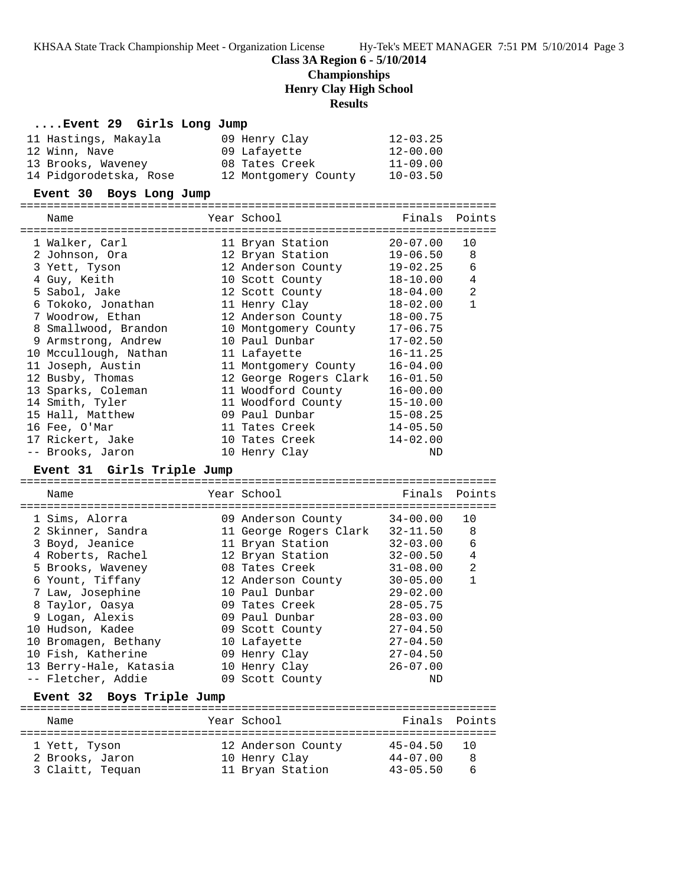**Class 3A Region 6 - 5/10/2014**
**Championships**
**Henry Clay High School**
**Results**

### ....Event 29 Girls Long Jump

| Name | Year | School | Finals | Points |
|---|---|---|---|---|
| 11 Hastings, Makayla | 09 | Henry Clay | 12-03.25 | |
| 12 Winn, Nave | 09 | Lafayette | 12-00.00 | |
| 13 Brooks, Waveney | 08 | Tates Creek | 11-09.00 | |
| 14 Pidgorodetska, Rose | 12 | Montgomery County | 10-03.50 | |

### Event 30 Boys Long Jump

| Name | Year | School | Finals | Points |
|---|---|---|---|---|
| 1 Walker, Carl | 11 | Bryan Station | 20-07.00 | 10 |
| 2 Johnson, Ora | 12 | Bryan Station | 19-06.50 | 8 |
| 3 Yett, Tyson | 12 | Anderson County | 19-02.25 | 6 |
| 4 Guy, Keith | 10 | Scott County | 18-10.00 | 4 |
| 5 Sabol, Jake | 12 | Scott County | 18-04.00 | 2 |
| 6 Tokoko, Jonathan | 11 | Henry Clay | 18-02.00 | 1 |
| 7 Woodrow, Ethan | 12 | Anderson County | 18-00.75 | |
| 8 Smallwood, Brandon | 10 | Montgomery County | 17-06.75 | |
| 9 Armstrong, Andrew | 10 | Paul Dunbar | 17-02.50 | |
| 10 Mccullough, Nathan | 11 | Lafayette | 16-11.25 | |
| 11 Joseph, Austin | 11 | Montgomery County | 16-04.00 | |
| 12 Busby, Thomas | 12 | George Rogers Clark | 16-01.50 | |
| 13 Sparks, Coleman | 11 | Woodford County | 16-00.00 | |
| 14 Smith, Tyler | 11 | Woodford County | 15-10.00 | |
| 15 Hall, Matthew | 09 | Paul Dunbar | 15-08.25 | |
| 16 Fee, O'Mar | 11 | Tates Creek | 14-05.50 | |
| 17 Rickert, Jake | 10 | Tates Creek | 14-02.00 | |
| -- Brooks, Jaron | 10 | Henry Clay | ND | |

### Event 31 Girls Triple Jump

| Name | Year | School | Finals | Points |
|---|---|---|---|---|
| 1 Sims, Alorra | 09 | Anderson County | 34-00.00 | 10 |
| 2 Skinner, Sandra | 11 | George Rogers Clark | 32-11.50 | 8 |
| 3 Boyd, Jeanice | 11 | Bryan Station | 32-03.00 | 6 |
| 4 Roberts, Rachel | 12 | Bryan Station | 32-00.50 | 4 |
| 5 Brooks, Waveney | 08 | Tates Creek | 31-08.00 | 2 |
| 6 Yount, Tiffany | 12 | Anderson County | 30-05.00 | 1 |
| 7 Law, Josephine | 10 | Paul Dunbar | 29-02.00 | |
| 8 Taylor, Oasya | 09 | Tates Creek | 28-05.75 | |
| 9 Logan, Alexis | 09 | Paul Dunbar | 28-03.00 | |
| 10 Hudson, Kadee | 09 | Scott County | 27-04.50 | |
| 10 Bromagen, Bethany | 10 | Lafayette | 27-04.50 | |
| 10 Fish, Katherine | 09 | Henry Clay | 27-04.50 | |
| 13 Berry-Hale, Katasia | 10 | Henry Clay | 26-07.00 | |
| -- Fletcher, Addie | 09 | Scott County | ND | |

### Event 32 Boys Triple Jump

| Name | Year | School | Finals | Points |
|---|---|---|---|---|
| 1 Yett, Tyson | 12 | Anderson County | 45-04.50 | 10 |
| 2 Brooks, Jaron | 10 | Henry Clay | 44-07.00 | 8 |
| 3 Claitt, Tequan | 11 | Bryan Station | 43-05.50 | 6 |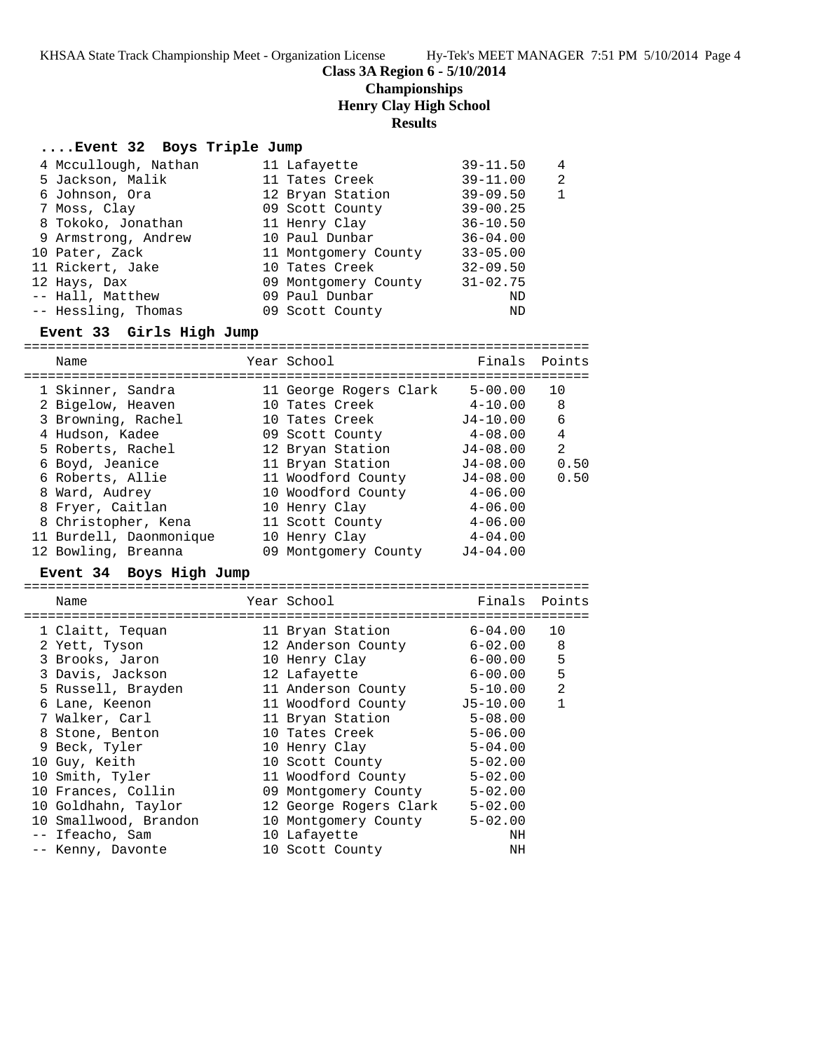## Class 3A Region 6 - 5/10/2014
## Championships
## Henry Clay High School
## Results

### ....Event 32 Boys Triple Jump

| Place | Name | Year | School | Finals | Points |
|---|---|---|---|---|---|
| 4 | Mccullough, Nathan | 11 | Lafayette | 39-11.50 | 4 |
| 5 | Jackson, Malik | 11 | Tates Creek | 39-11.00 | 2 |
| 6 | Johnson, Ora | 12 | Bryan Station | 39-09.50 | 1 |
| 7 | Moss, Clay | 09 | Scott County | 39-00.25 | |
| 8 | Tokoko, Jonathan | 11 | Henry Clay | 36-10.50 | |
| 9 | Armstrong, Andrew | 10 | Paul Dunbar | 36-04.00 | |
| 10 | Pater, Zack | 11 | Montgomery County | 33-05.00 | |
| 11 | Rickert, Jake | 10 | Tates Creek | 32-09.50 | |
| 12 | Hays, Dax | 09 | Montgomery County | 31-02.75 | |
| -- | Hall, Matthew | 09 | Paul Dunbar | ND | |
| -- | Hessling, Thomas | 09 | Scott County | ND | |

### Event 33 Girls High Jump

| Place | Name | Year | School | Finals | Points |
|---|---|---|---|---|---|
| 1 | Skinner, Sandra | 11 | George Rogers Clark | 5-00.00 | 10 |
| 2 | Bigelow, Heaven | 10 | Tates Creek | 4-10.00 | 8 |
| 3 | Browning, Rachel | 10 | Tates Creek | J4-10.00 | 6 |
| 4 | Hudson, Kadee | 09 | Scott County | 4-08.00 | 4 |
| 5 | Roberts, Rachel | 12 | Bryan Station | J4-08.00 | 2 |
| 6 | Boyd, Jeanice | 11 | Bryan Station | J4-08.00 | 0.50 |
| 6 | Roberts, Allie | 11 | Woodford County | J4-08.00 | 0.50 |
| 8 | Ward, Audrey | 10 | Woodford County | 4-06.00 | |
| 8 | Fryer, Caitlan | 10 | Henry Clay | 4-06.00 | |
| 8 | Christopher, Kena | 11 | Scott County | 4-06.00 | |
| 11 | Burdell, Daonmonique | 10 | Henry Clay | 4-04.00 | |
| 12 | Bowling, Breanna | 09 | Montgomery County | J4-04.00 | |

### Event 34 Boys High Jump

| Place | Name | Year | School | Finals | Points |
|---|---|---|---|---|---|
| 1 | Claitt, Tequan | 11 | Bryan Station | 6-04.00 | 10 |
| 2 | Yett, Tyson | 12 | Anderson County | 6-02.00 | 8 |
| 3 | Brooks, Jaron | 10 | Henry Clay | 6-00.00 | 5 |
| 3 | Davis, Jackson | 12 | Lafayette | 6-00.00 | 5 |
| 5 | Russell, Brayden | 11 | Anderson County | 5-10.00 | 2 |
| 6 | Lane, Keenon | 11 | Woodford County | J5-10.00 | 1 |
| 7 | Walker, Carl | 11 | Bryan Station | 5-08.00 | |
| 8 | Stone, Benton | 10 | Tates Creek | 5-06.00 | |
| 9 | Beck, Tyler | 10 | Henry Clay | 5-04.00 | |
| 10 | Guy, Keith | 10 | Scott County | 5-02.00 | |
| 10 | Smith, Tyler | 11 | Woodford County | 5-02.00 | |
| 10 | Frances, Collin | 09 | Montgomery County | 5-02.00 | |
| 10 | Goldhahn, Taylor | 12 | George Rogers Clark | 5-02.00 | |
| 10 | Smallwood, Brandon | 10 | Montgomery County | 5-02.00 | |
| -- | Ifeacho, Sam | 10 | Lafayette | NH | |
| -- | Kenny, Davonte | 10 | Scott County | NH | |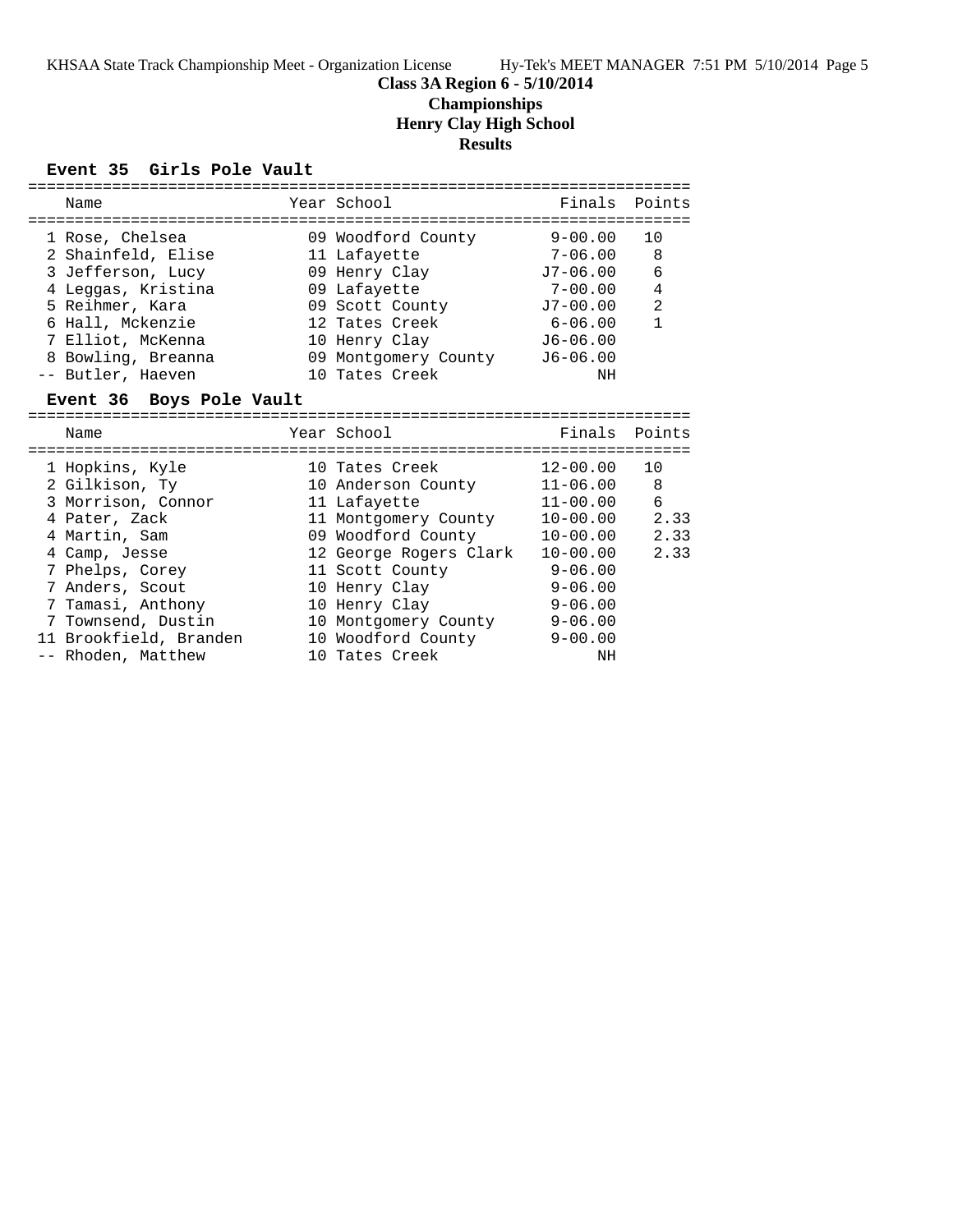**Class 3A Region 6 - 5/10/2014**

**Championships**

**Henry Clay High School**

**Results**

### Event 35 Girls Pole Vault

| | Name | Year | School | Finals | Points |
|---|---|---|---|---|---|
| 1 | Rose, Chelsea | 09 | Woodford County | 9-00.00 | 10 |
| 2 | Shainfeld, Elise | 11 | Lafayette | 7-06.00 | 8 |
| 3 | Jefferson, Lucy | 09 | Henry Clay | J7-06.00 | 6 |
| 4 | Leggas, Kristina | 09 | Lafayette | 7-00.00 | 4 |
| 5 | Reihmer, Kara | 09 | Scott County | J7-00.00 | 2 |
| 6 | Hall, Mckenzie | 12 | Tates Creek | 6-06.00 | 1 |
| 7 | Elliot, McKenna | 10 | Henry Clay | J6-06.00 | |
| 8 | Bowling, Breanna | 09 | Montgomery County | J6-06.00 | |
| -- | Butler, Haeven | 10 | Tates Creek | NH | |

### Event 36 Boys Pole Vault

| | Name | Year | School | Finals | Points |
|---|---|---|---|---|---|
| 1 | Hopkins, Kyle | 10 | Tates Creek | 12-00.00 | 10 |
| 2 | Gilkison, Ty | 10 | Anderson County | 11-06.00 | 8 |
| 3 | Morrison, Connor | 11 | Lafayette | 11-00.00 | 6 |
| 4 | Pater, Zack | 11 | Montgomery County | 10-00.00 | 2.33 |
| 4 | Martin, Sam | 09 | Woodford County | 10-00.00 | 2.33 |
| 4 | Camp, Jesse | 12 | George Rogers Clark | 10-00.00 | 2.33 |
| 7 | Phelps, Corey | 11 | Scott County | 9-06.00 | |
| 7 | Anders, Scout | 10 | Henry Clay | 9-06.00 | |
| 7 | Tamasi, Anthony | 10 | Henry Clay | 9-06.00 | |
| 7 | Townsend, Dustin | 10 | Montgomery County | 9-06.00 | |
| 11 | Brookfield, Branden | 10 | Woodford County | 9-00.00 | |
| -- | Rhoden, Matthew | 10 | Tates Creek | NH | |